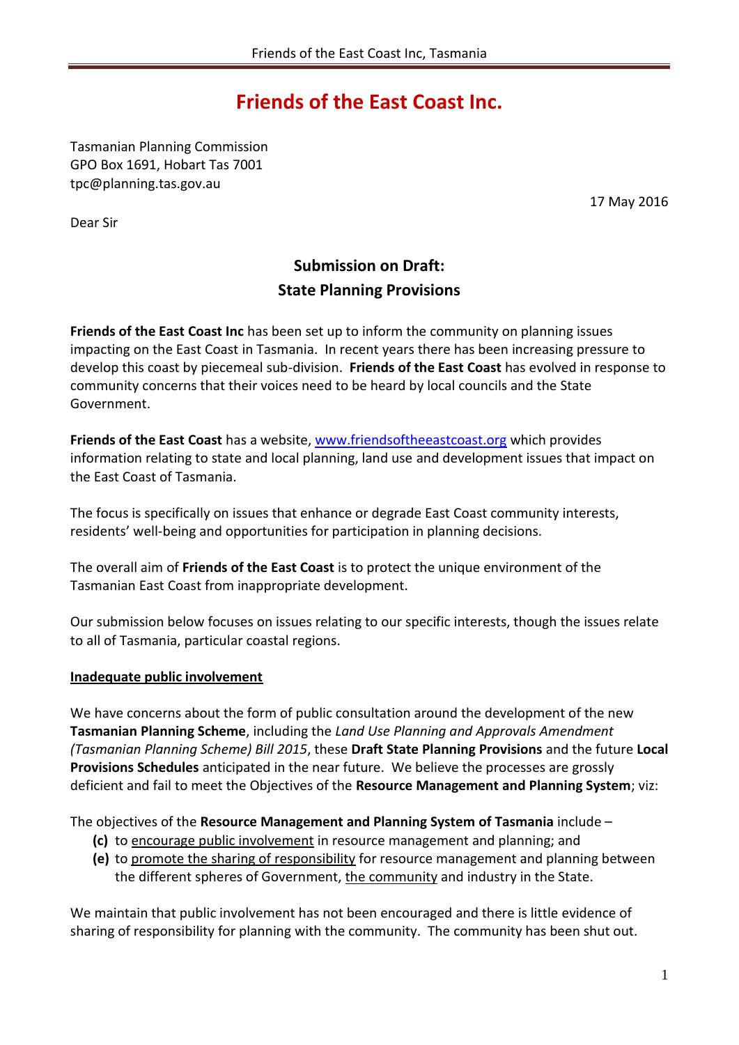# Friends of the East Coast Inc.

Tasmanian Planning Commission
GPO Box 1691, Hobart Tas 7001
tpc@planning.tas.gov.au

17 May 2016

Dear Sir

## Submission on Draft: State Planning Provisions

**Friends of the East Coast Inc** has been set up to inform the community on planning issues impacting on the East Coast in Tasmania. In recent years there has been increasing pressure to develop this coast by piecemeal sub-division. **Friends of the East Coast** has evolved in response to community concerns that their voices need to be heard by local councils and the State Government.

**Friends of the East Coast** has a website, www.friendsoftheeastcoast.org which provides information relating to state and local planning, land use and development issues that impact on the East Coast of Tasmania.

The focus is specifically on issues that enhance or degrade East Coast community interests, residents' well-being and opportunities for participation in planning decisions.

The overall aim of **Friends of the East Coast** is to protect the unique environment of the Tasmanian East Coast from inappropriate development.

Our submission below focuses on issues relating to our specific interests, though the issues relate to all of Tasmania, particular coastal regions.

**Inadequate public involvement**

We have concerns about the form of public consultation around the development of the new **Tasmanian Planning Scheme**, including the *Land Use Planning and Approvals Amendment (Tasmanian Planning Scheme) Bill 2015*, these **Draft State Planning Provisions** and the future **Local Provisions Schedules** anticipated in the near future. We believe the processes are grossly deficient and fail to meet the Objectives of the **Resource Management and Planning System**; viz:

The objectives of the **Resource Management and Planning System of Tasmania** include –

- **(c)** to encourage public involvement in resource management and planning; and
- **(e)** to promote the sharing of responsibility for resource management and planning between the different spheres of Government, the community and industry in the State.

We maintain that public involvement has not been encouraged and there is little evidence of sharing of responsibility for planning with the community. The community has been shut out.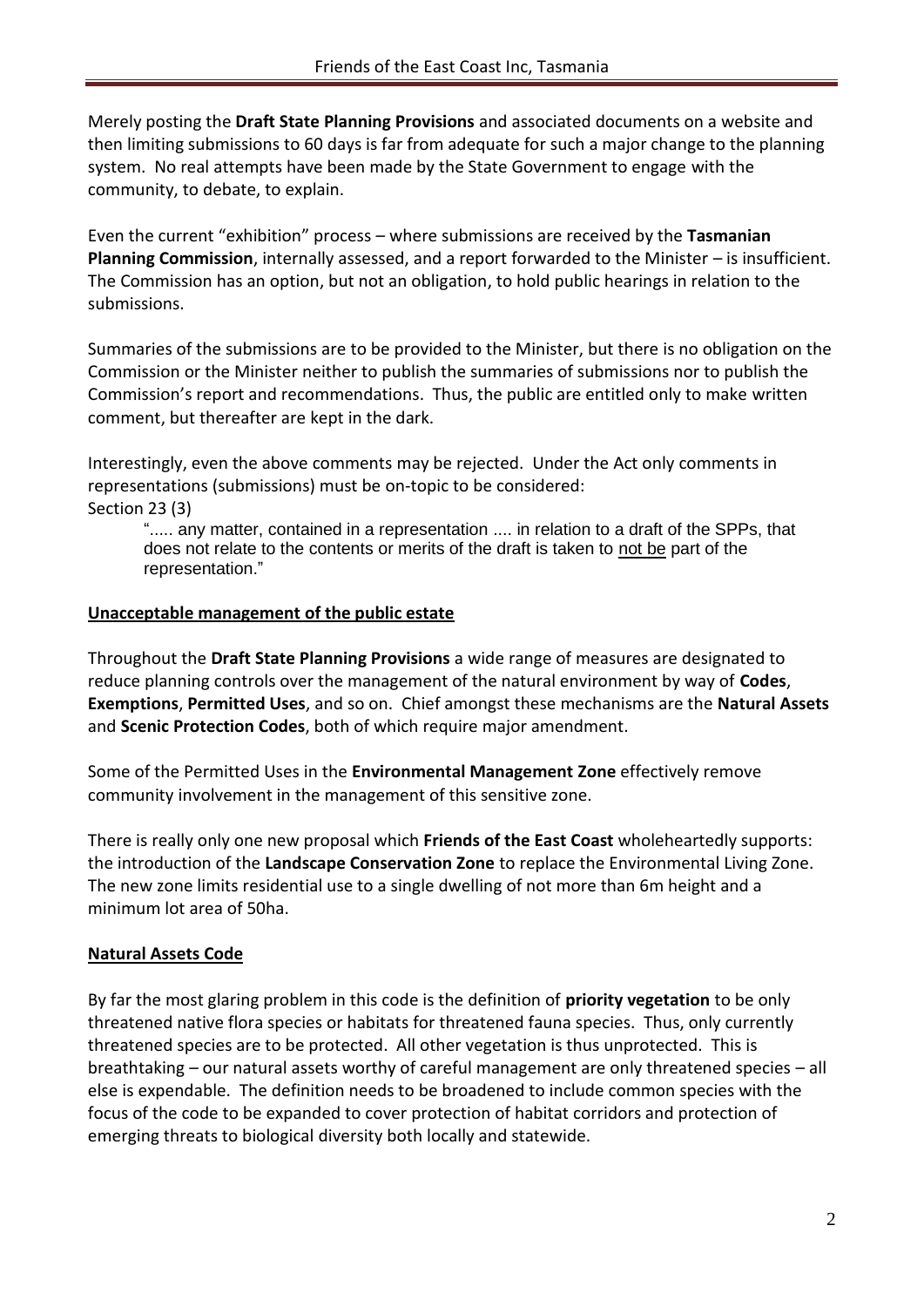Merely posting the **Draft State Planning Provisions** and associated documents on a website and then limiting submissions to 60 days is far from adequate for such a major change to the planning system. No real attempts have been made by the State Government to engage with the community, to debate, to explain.

Even the current "exhibition" process – where submissions are received by the **Tasmanian Planning Commission**, internally assessed, and a report forwarded to the Minister – is insufficient. The Commission has an option, but not an obligation, to hold public hearings in relation to the submissions.

Summaries of the submissions are to be provided to the Minister, but there is no obligation on the Commission or the Minister neither to publish the summaries of submissions nor to publish the Commission's report and recommendations. Thus, the public are entitled only to make written comment, but thereafter are kept in the dark.

Interestingly, even the above comments may be rejected. Under the Act only comments in representations (submissions) must be on-topic to be considered:
Section 23 (3)

> "..... any matter, contained in a representation .... in relation to a draft of the SPPs, that does not relate to the contents or merits of the draft is taken to <u>not be</u> part of the representation."

## <u>Unacceptable management of the public estate</u>

Throughout the **Draft State Planning Provisions** a wide range of measures are designated to reduce planning controls over the management of the natural environment by way of **Codes**, **Exemptions**, **Permitted Uses**, and so on. Chief amongst these mechanisms are the **Natural Assets** and **Scenic Protection Codes**, both of which require major amendment.

Some of the Permitted Uses in the **Environmental Management Zone** effectively remove community involvement in the management of this sensitive zone.

There is really only one new proposal which **Friends of the East Coast** wholeheartedly supports: the introduction of the **Landscape Conservation Zone** to replace the Environmental Living Zone. The new zone limits residential use to a single dwelling of not more than 6m height and a minimum lot area of 50ha.

## <u>Natural Assets Code</u>

By far the most glaring problem in this code is the definition of **priority vegetation** to be only threatened native flora species or habitats for threatened fauna species. Thus, only currently threatened species are to be protected. All other vegetation is thus unprotected. This is breathtaking – our natural assets worthy of careful management are only threatened species – all else is expendable. The definition needs to be broadened to include common species with the focus of the code to be expanded to cover protection of habitat corridors and protection of emerging threats to biological diversity both locally and statewide.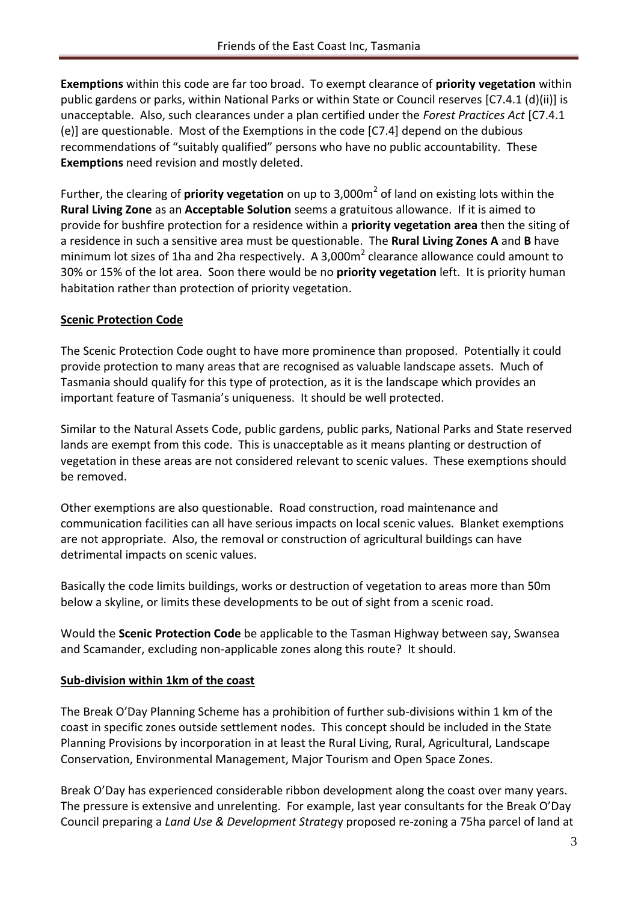**Exemptions** within this code are far too broad. To exempt clearance of **priority vegetation** within public gardens or parks, within National Parks or within State or Council reserves [C7.4.1 (d)(ii)] is unacceptable. Also, such clearances under a plan certified under the *Forest Practices Act* [C7.4.1 (e)] are questionable. Most of the Exemptions in the code [C7.4] depend on the dubious recommendations of "suitably qualified" persons who have no public accountability. These **Exemptions** need revision and mostly deleted.

Further, the clearing of **priority vegetation** on up to 3,000m$^2$ of land on existing lots within the **Rural Living Zone** as an **Acceptable Solution** seems a gratuitous allowance. If it is aimed to provide for bushfire protection for a residence within a **priority vegetation area** then the siting of a residence in such a sensitive area must be questionable. The **Rural Living Zones A** and **B** have minimum lot sizes of 1ha and 2ha respectively. A 3,000m$^2$ clearance allowance could amount to 30% or 15% of the lot area. Soon there would be no **priority vegetation** left. It is priority human habitation rather than protection of priority vegetation.

**<u>Scenic Protection Code</u>**

The Scenic Protection Code ought to have more prominence than proposed. Potentially it could provide protection to many areas that are recognised as valuable landscape assets. Much of Tasmania should qualify for this type of protection, as it is the landscape which provides an important feature of Tasmania's uniqueness. It should be well protected.

Similar to the Natural Assets Code, public gardens, public parks, National Parks and State reserved lands are exempt from this code. This is unacceptable as it means planting or destruction of vegetation in these areas are not considered relevant to scenic values. These exemptions should be removed.

Other exemptions are also questionable. Road construction, road maintenance and communication facilities can all have serious impacts on local scenic values. Blanket exemptions are not appropriate. Also, the removal or construction of agricultural buildings can have detrimental impacts on scenic values.

Basically the code limits buildings, works or destruction of vegetation to areas more than 50m below a skyline, or limits these developments to be out of sight from a scenic road.

Would the **Scenic Protection Code** be applicable to the Tasman Highway between say, Swansea and Scamander, excluding non-applicable zones along this route? It should.

**<u>Sub-division within 1km of the coast</u>**

The Break O'Day Planning Scheme has a prohibition of further sub-divisions within 1 km of the coast in specific zones outside settlement nodes. This concept should be included in the State Planning Provisions by incorporation in at least the Rural Living, Rural, Agricultural, Landscape Conservation, Environmental Management, Major Tourism and Open Space Zones.

Break O'Day has experienced considerable ribbon development along the coast over many years. The pressure is extensive and unrelenting. For example, last year consultants for the Break O'Day Council preparing a *Land Use & Development Strategy* proposed re-zoning a 75ha parcel of land at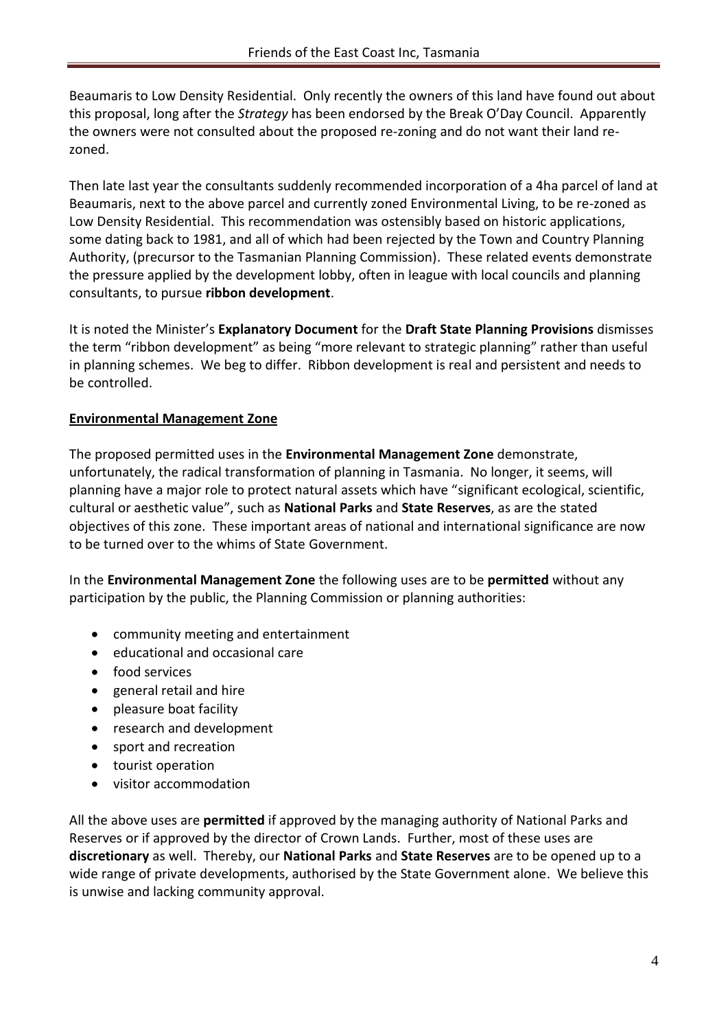Beaumaris to Low Density Residential. Only recently the owners of this land have found out about this proposal, long after the *Strategy* has been endorsed by the Break O'Day Council. Apparently the owners were not consulted about the proposed re-zoning and do not want their land re-zoned.

Then late last year the consultants suddenly recommended incorporation of a 4ha parcel of land at Beaumaris, next to the above parcel and currently zoned Environmental Living, to be re-zoned as Low Density Residential. This recommendation was ostensibly based on historic applications, some dating back to 1981, and all of which had been rejected by the Town and Country Planning Authority, (precursor to the Tasmanian Planning Commission). These related events demonstrate the pressure applied by the development lobby, often in league with local councils and planning consultants, to pursue **ribbon development**.

It is noted the Minister's **Explanatory Document** for the **Draft State Planning Provisions** dismisses the term "ribbon development" as being "more relevant to strategic planning" rather than useful in planning schemes. We beg to differ. Ribbon development is real and persistent and needs to be controlled.

## Environmental Management Zone

The proposed permitted uses in the **Environmental Management Zone** demonstrate, unfortunately, the radical transformation of planning in Tasmania. No longer, it seems, will planning have a major role to protect natural assets which have "significant ecological, scientific, cultural or aesthetic value", such as **National Parks** and **State Reserves**, as are the stated objectives of this zone. These important areas of national and international significance are now to be turned over to the whims of State Government.

In the **Environmental Management Zone** the following uses are to be **permitted** without any participation by the public, the Planning Commission or planning authorities:

- community meeting and entertainment
- educational and occasional care
- food services
- general retail and hire
- pleasure boat facility
- research and development
- sport and recreation
- tourist operation
- visitor accommodation

All the above uses are **permitted** if approved by the managing authority of National Parks and Reserves or if approved by the director of Crown Lands. Further, most of these uses are **discretionary** as well. Thereby, our **National Parks** and **State Reserves** are to be opened up to a wide range of private developments, authorised by the State Government alone. We believe this is unwise and lacking community approval.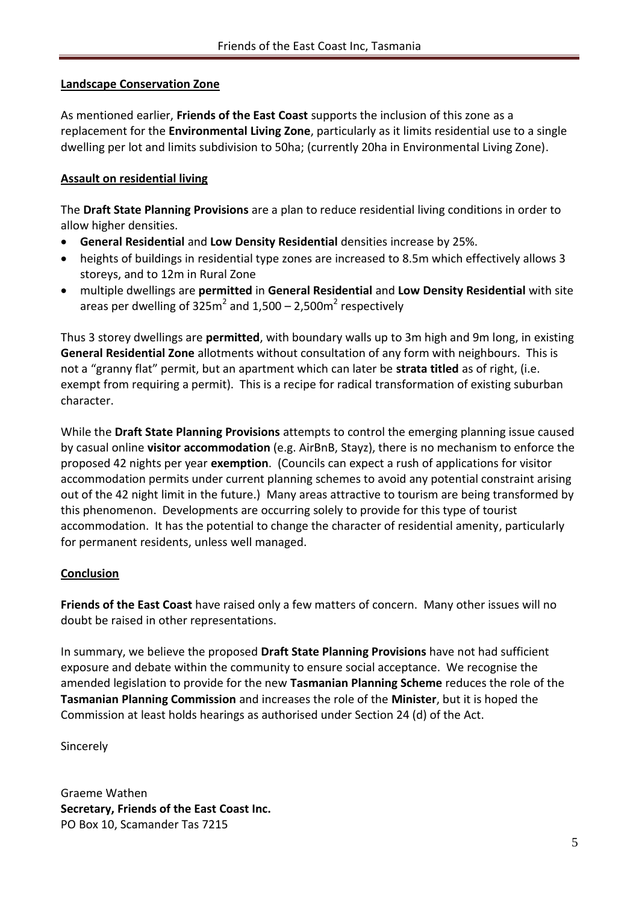**Landscape Conservation Zone**

As mentioned earlier, **Friends of the East Coast** supports the inclusion of this zone as a replacement for the **Environmental Living Zone**, particularly as it limits residential use to a single dwelling per lot and limits subdivision to 50ha; (currently 20ha in Environmental Living Zone).

**Assault on residential living**

The **Draft State Planning Provisions** are a plan to reduce residential living conditions in order to allow higher densities.

- **General Residential** and **Low Density Residential** densities increase by 25%.
- heights of buildings in residential type zones are increased to 8.5m which effectively allows 3 storeys, and to 12m in Rural Zone
- multiple dwellings are **permitted** in **General Residential** and **Low Density Residential** with site areas per dwelling of $325m^2$ and $1,500 – 2,500m^2$ respectively

Thus 3 storey dwellings are **permitted**, with boundary walls up to 3m high and 9m long, in existing **General Residential Zone** allotments without consultation of any form with neighbours. This is not a "granny flat" permit, but an apartment which can later be **strata titled** as of right, (i.e. exempt from requiring a permit). This is a recipe for radical transformation of existing suburban character.

While the **Draft State Planning Provisions** attempts to control the emerging planning issue caused by casual online **visitor accommodation** (e.g. AirBnB, Stayz), there is no mechanism to enforce the proposed 42 nights per year **exemption**. (Councils can expect a rush of applications for visitor accommodation permits under current planning schemes to avoid any potential constraint arising out of the 42 night limit in the future.) Many areas attractive to tourism are being transformed by this phenomenon. Developments are occurring solely to provide for this type of tourist accommodation. It has the potential to change the character of residential amenity, particularly for permanent residents, unless well managed.

**Conclusion**

**Friends of the East Coast** have raised only a few matters of concern. Many other issues will no doubt be raised in other representations.

In summary, we believe the proposed **Draft State Planning Provisions** have not had sufficient exposure and debate within the community to ensure social acceptance. We recognise the amended legislation to provide for the new **Tasmanian Planning Scheme** reduces the role of the **Tasmanian Planning Commission** and increases the role of the **Minister**, but it is hoped the Commission at least holds hearings as authorised under Section 24 (d) of the Act.

Sincerely

Graeme Wathen
**Secretary, Friends of the East Coast Inc.**
PO Box 10, Scamander Tas 7215